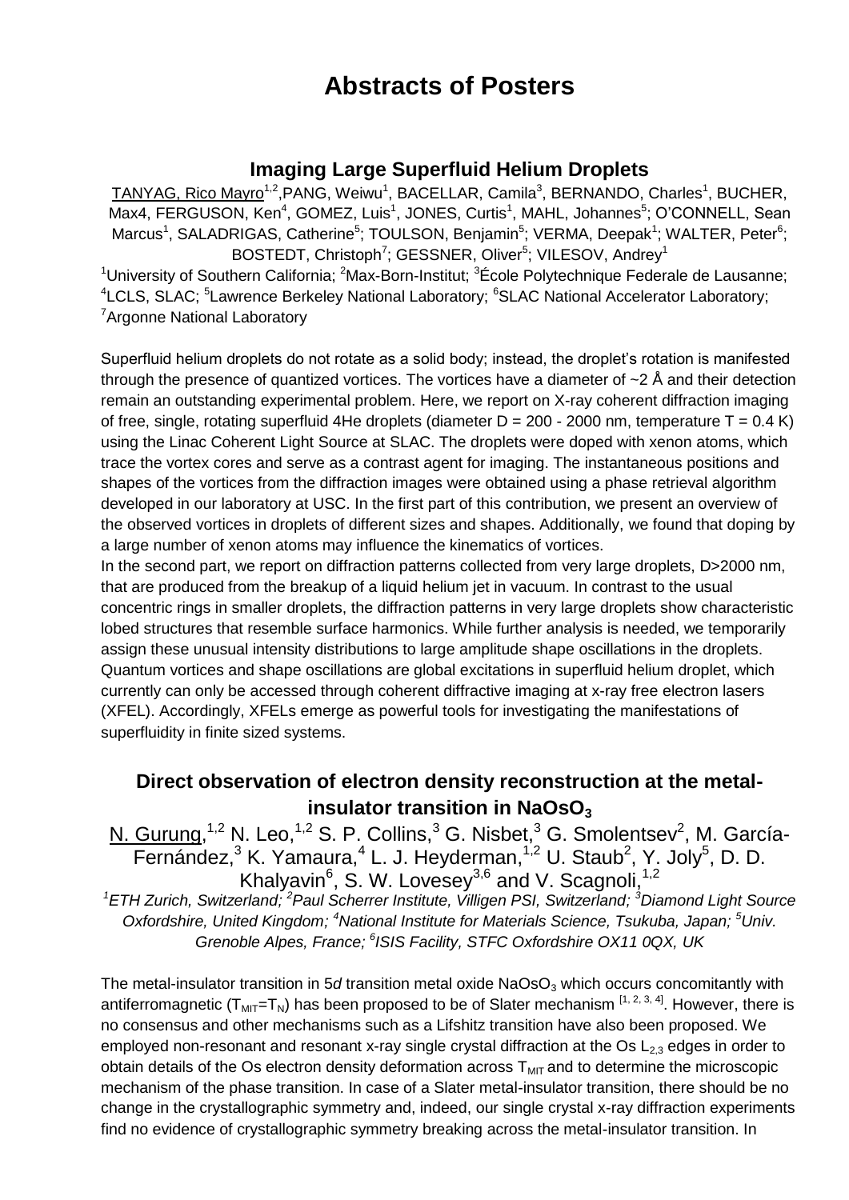# Abstracts of Posters

## Imaging Large Superfluid Helium Droplets

TANYAG, Rico Mayro[1,2], PANG, Weiwu[1], BACELLAR, Camila[3], BERNANDO, Charles[1], BUCHER, Max4, FERGUSON, Ken[4], GOMEZ, Luis[1], JONES, Curtis[1], MAHL, Johannes[5]; O'CONNELL, Sean Marcus[1], SALADRIGAS, Catherine[5]; TOULSON, Benjamin[5]; VERMA, Deepak[1]; WALTER, Peter[6]; BOSTEDT, Christoph[7]; GESSNER, Oliver[5]; VILESOV, Andrey[1]

[1]University of Southern California; [2]Max-Born-Institut; [3]École Polytechnique Federale de Lausanne; [4]LCLS, SLAC; [5]Lawrence Berkeley National Laboratory; [6]SLAC National Accelerator Laboratory; [7]Argonne National Laboratory

Superfluid helium droplets do not rotate as a solid body; instead, the droplet's rotation is manifested through the presence of quantized vortices. The vortices have a diameter of ~2 Å and their detection remain an outstanding experimental problem. Here, we report on X-ray coherent diffraction imaging of free, single, rotating superfluid 4He droplets (diameter D = 200 - 2000 nm, temperature T = 0.4 K) using the Linac Coherent Light Source at SLAC. The droplets were doped with xenon atoms, which trace the vortex cores and serve as a contrast agent for imaging. The instantaneous positions and shapes of the vortices from the diffraction images were obtained using a phase retrieval algorithm developed in our laboratory at USC. In the first part of this contribution, we present an overview of the observed vortices in droplets of different sizes and shapes. Additionally, we found that doping by a large number of xenon atoms may influence the kinematics of vortices.

In the second part, we report on diffraction patterns collected from very large droplets, D>2000 nm, that are produced from the breakup of a liquid helium jet in vacuum. In contrast to the usual concentric rings in smaller droplets, the diffraction patterns in very large droplets show characteristic lobed structures that resemble surface harmonics. While further analysis is needed, we temporarily assign these unusual intensity distributions to large amplitude shape oscillations in the droplets. Quantum vortices and shape oscillations are global excitations in superfluid helium droplet, which currently can only be accessed through coherent diffractive imaging at x-ray free electron lasers (XFEL). Accordingly, XFELs emerge as powerful tools for investigating the manifestations of superfluidity in finite sized systems.

## Direct observation of electron density reconstruction at the metal-insulator transition in $NaOsO_3$

N. Gurung,[1,2] N. Leo,[1,2] S. P. Collins,[3] G. Nisbet,[3] G. Smolentsev[2], M. García-Fernández,[3] K. Yamaura,[4] L. J. Heyderman,[1,2] U. Staub[2], Y. Joly[5], D. D. Khalyavin[6], S. W. Lovesey[3,6] and V. Scagnoli,[1,2]

*[1]ETH Zurich, Switzerland; [2]Paul Scherrer Institute, Villigen PSI, Switzerland; [3]Diamond Light Source Oxfordshire, United Kingdom; [4]National Institute for Materials Science, Tsukuba, Japan; [5]Univ. Grenoble Alpes, France; [6]ISIS Facility, STFC Oxfordshire OX11 0QX, UK*

The metal-insulator transition in 5*d* transition metal oxide $NaOsO_3$ which occurs concomitantly with antiferromagnetic ($T_{MIT}$=$T_N$) has been proposed to be of Slater mechanism [1, 2, 3, 4]. However, there is no consensus and other mechanisms such as a Lifshitz transition have also been proposed. We employed non-resonant and resonant x-ray single crystal diffraction at the Os $L_{2,3}$ edges in order to obtain details of the Os electron density deformation across $T_{MIT}$ and to determine the microscopic mechanism of the phase transition. In case of a Slater metal-insulator transition, there should be no change in the crystallographic symmetry and, indeed, our single crystal x-ray diffraction experiments find no evidence of crystallographic symmetry breaking across the metal-insulator transition. In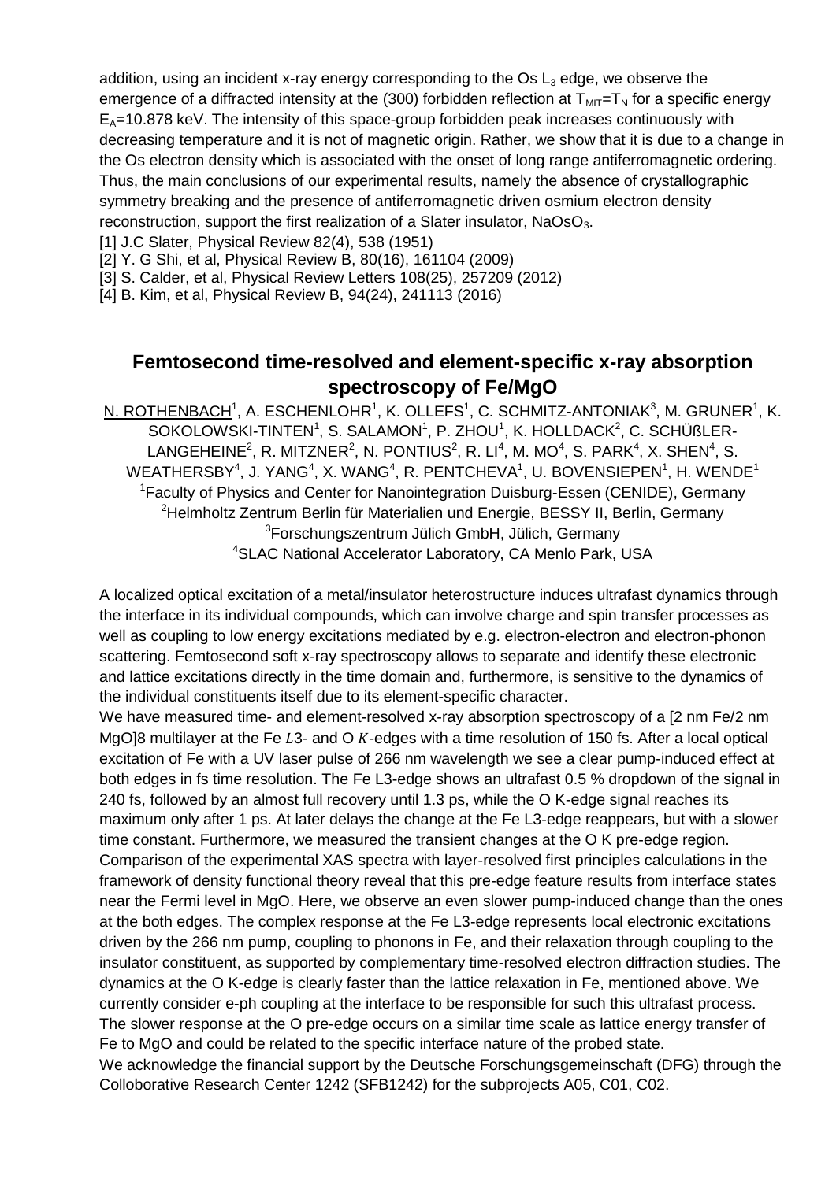addition, using an incident x-ray energy corresponding to the Os $L_3$ edge, we observe the emergence of a diffracted intensity at the (300) forbidden reflection at $T_{MIT}=T_N$ for a specific energy $E_A$=10.878 keV. The intensity of this space-group forbidden peak increases continuously with decreasing temperature and it is not of magnetic origin. Rather, we show that it is due to a change in the Os electron density which is associated with the onset of long range antiferromagnetic ordering. Thus, the main conclusions of our experimental results, namely the absence of crystallographic symmetry breaking and the presence of antiferromagnetic driven osmium electron density reconstruction, support the first realization of a Slater insulator, $NaOsO_3$.

[1] J.C Slater, Physical Review 82(4), 538 (1951)

[2] Y. G Shi, et al, Physical Review B, 80(16), 161104 (2009)

[3] S. Calder, et al, Physical Review Letters 108(25), 257209 (2012)

[4] B. Kim, et al, Physical Review B, 94(24), 241113 (2016)

## Femtosecond time-resolved and element-specific x-ray absorption spectroscopy of Fe/MgO

N. ROTHENBACH[1], A. ESCHENLOHR[1], K. OLLEFS[1], C. SCHMITZ-ANTONIAK[3], M. GRUNER[1], K. SOKOLOWSKI-TINTEN[1], S. SALAMON[1], P. ZHOU[1], K. HOLLDACK[2], C. SCHÜßLER-LANGEHEINE[2], R. MITZNER[2], N. PONTIUS[2], R. LI[4], M. MO[4], S. PARK[4], X. SHEN[4], S. WEATHERSBY[4], J. YANG[4], X. WANG[4], R. PENTCHEVA[1], U. BOVENSIEPEN[1], H. WENDE[1]

[1]Faculty of Physics and Center for Nanointegration Duisburg-Essen (CENIDE), Germany

[2]Helmholtz Zentrum Berlin für Materialien und Energie, BESSY II, Berlin, Germany

[3]Forschungszentrum Jülich GmbH, Jülich, Germany

[4]SLAC National Accelerator Laboratory, CA Menlo Park, USA

A localized optical excitation of a metal/insulator heterostructure induces ultrafast dynamics through the interface in its individual compounds, which can involve charge and spin transfer processes as well as coupling to low energy excitations mediated by e.g. electron-electron and electron-phonon scattering. Femtosecond soft x-ray spectroscopy allows to separate and identify these electronic and lattice excitations directly in the time domain and, furthermore, is sensitive to the dynamics of the individual constituents itself due to its element-specific character.

We have measured time- and element-resolved x-ray absorption spectroscopy of a [2 nm Fe/2 nm MgO]8 multilayer at the Fe $L3$- and O $K$-edges with a time resolution of 150 fs. After a local optical excitation of Fe with a UV laser pulse of 266 nm wavelength we see a clear pump-induced effect at both edges in fs time resolution. The Fe L3-edge shows an ultrafast 0.5 % dropdown of the signal in 240 fs, followed by an almost full recovery until 1.3 ps, while the O K-edge signal reaches its maximum only after 1 ps. At later delays the change at the Fe L3-edge reappears, but with a slower time constant. Furthermore, we measured the transient changes at the O K pre-edge region. Comparison of the experimental XAS spectra with layer-resolved first principles calculations in the framework of density functional theory reveal that this pre-edge feature results from interface states near the Fermi level in MgO. Here, we observe an even slower pump-induced change than the ones at the both edges. The complex response at the Fe L3-edge represents local electronic excitations driven by the 266 nm pump, coupling to phonons in Fe, and their relaxation through coupling to the insulator constituent, as supported by complementary time-resolved electron diffraction studies. The dynamics at the O K-edge is clearly faster than the lattice relaxation in Fe, mentioned above. We currently consider e-ph coupling at the interface to be responsible for such this ultrafast process. The slower response at the O pre-edge occurs on a similar time scale as lattice energy transfer of Fe to MgO and could be related to the specific interface nature of the probed state.

We acknowledge the financial support by the Deutsche Forschungsgemeinschaft (DFG) through the Colloborative Research Center 1242 (SFB1242) for the subprojects A05, C01, C02.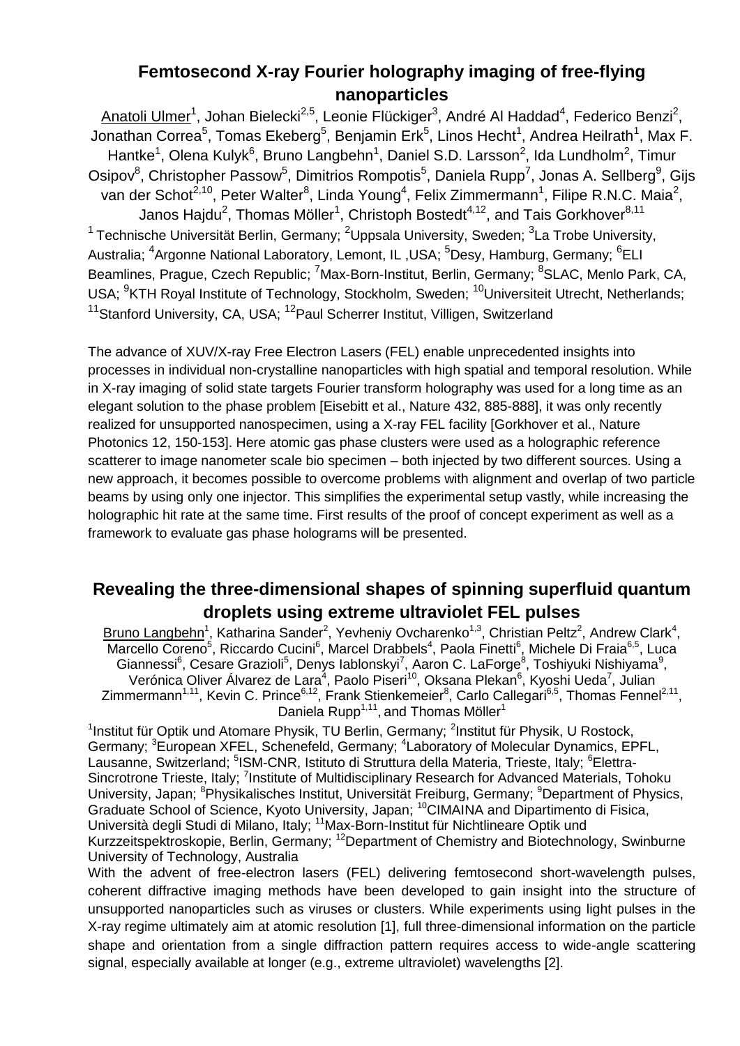## Femtosecond X-ray Fourier holography imaging of free-flying nanoparticles

Anatoli Ulmer[1], Johan Bielecki[2,5], Leonie Flückiger[3], André Al Haddad[4], Federico Benzi[2], Jonathan Correa[5], Tomas Ekeberg[5], Benjamin Erk[5], Linos Hecht[1], Andrea Heilrath[1], Max F. Hantke[1], Olena Kulyk[6], Bruno Langbehn[1], Daniel S.D. Larsson[2], Ida Lundholm[2], Timur Osipov[8], Christopher Passow[5], Dimitrios Rompotis[5], Daniela Rupp[7], Jonas A. Sellberg[9], Gijs van der Schot[2,10], Peter Walter[8], Linda Young[4], Felix Zimmermann[1], Filipe R.N.C. Maia[2], Janos Hajdu[2], Thomas Möller[1], Christoph Bostedt[4,12], and Tais Gorkhover[8,11]

[1] Technische Universität Berlin, Germany; [2]Uppsala University, Sweden; [3]La Trobe University, Australia; [4]Argonne National Laboratory, Lemont, IL ,USA; [5]Desy, Hamburg, Germany; [6]ELI Beamlines, Prague, Czech Republic; [7]Max-Born-Institut, Berlin, Germany; [8]SLAC, Menlo Park, CA, USA; [9]KTH Royal Institute of Technology, Stockholm, Sweden; [10]Universiteit Utrecht, Netherlands; [11]Stanford University, CA, USA; [12]Paul Scherrer Institut, Villigen, Switzerland

The advance of XUV/X-ray Free Electron Lasers (FEL) enable unprecedented insights into processes in individual non-crystalline nanoparticles with high spatial and temporal resolution. While in X-ray imaging of solid state targets Fourier transform holography was used for a long time as an elegant solution to the phase problem [Eisebitt et al., Nature 432, 885-888], it was only recently realized for unsupported nanospecimen, using a X-ray FEL facility [Gorkhover et al., Nature Photonics 12, 150-153]. Here atomic gas phase clusters were used as a holographic reference scatterer to image nanometer scale bio specimen – both injected by two different sources. Using a new approach, it becomes possible to overcome problems with alignment and overlap of two particle beams by using only one injector. This simplifies the experimental setup vastly, while increasing the holographic hit rate at the same time. First results of the proof of concept experiment as well as a framework to evaluate gas phase holograms will be presented.

## Revealing the three-dimensional shapes of spinning superfluid quantum droplets using extreme ultraviolet FEL pulses

Bruno Langbehn[1], Katharina Sander[2], Yevheniy Ovcharenko[1,3], Christian Peltz[2], Andrew Clark[4], Marcello Coreno[5], Riccardo Cucini[6], Marcel Drabbels[4], Paola Finetti[6], Michele Di Fraia[6,5], Luca Giannessi[6], Cesare Grazioli[5], Denys Iablonskyi[7], Aaron C. LaForge[8], Toshiyuki Nishiyama[9], Verónica Oliver Álvarez de Lara[4], Paolo Piseri[10], Oksana Plekan[6], Kyoshi Ueda[7], Julian Zimmermann[1,11], Kevin C. Prince[6,12], Frank Stienkemeier[8], Carlo Callegari[6,5], Thomas Fennel[2,11], Daniela Rupp[1,11], and Thomas Möller[1]

[1]Institut für Optik und Atomare Physik, TU Berlin, Germany; [2]Institut für Physik, U Rostock, Germany; [3]European XFEL, Schenefeld, Germany; [4]Laboratory of Molecular Dynamics, EPFL, Lausanne, Switzerland; [5]ISM-CNR, Istituto di Struttura della Materia, Trieste, Italy; [6]Elettra-Sincrotrone Trieste, Italy; [7]Institute of Multidisciplinary Research for Advanced Materials, Tohoku University, Japan; [8]Physikalisches Institut, Universität Freiburg, Germany; [9]Department of Physics, Graduate School of Science, Kyoto University, Japan; [10]CIMAINA and Dipartimento di Fisica, Università degli Studi di Milano, Italy; [11]Max-Born-Institut für Nichtlineare Optik und Kurzzeitspektroskopie, Berlin, Germany; [12]Department of Chemistry and Biotechnology, Swinburne University of Technology, Australia

With the advent of free-electron lasers (FEL) delivering femtosecond short-wavelength pulses, coherent diffractive imaging methods have been developed to gain insight into the structure of unsupported nanoparticles such as viruses or clusters. While experiments using light pulses in the X-ray regime ultimately aim at atomic resolution [1], full three-dimensional information on the particle shape and orientation from a single diffraction pattern requires access to wide-angle scattering signal, especially available at longer (e.g., extreme ultraviolet) wavelengths [2].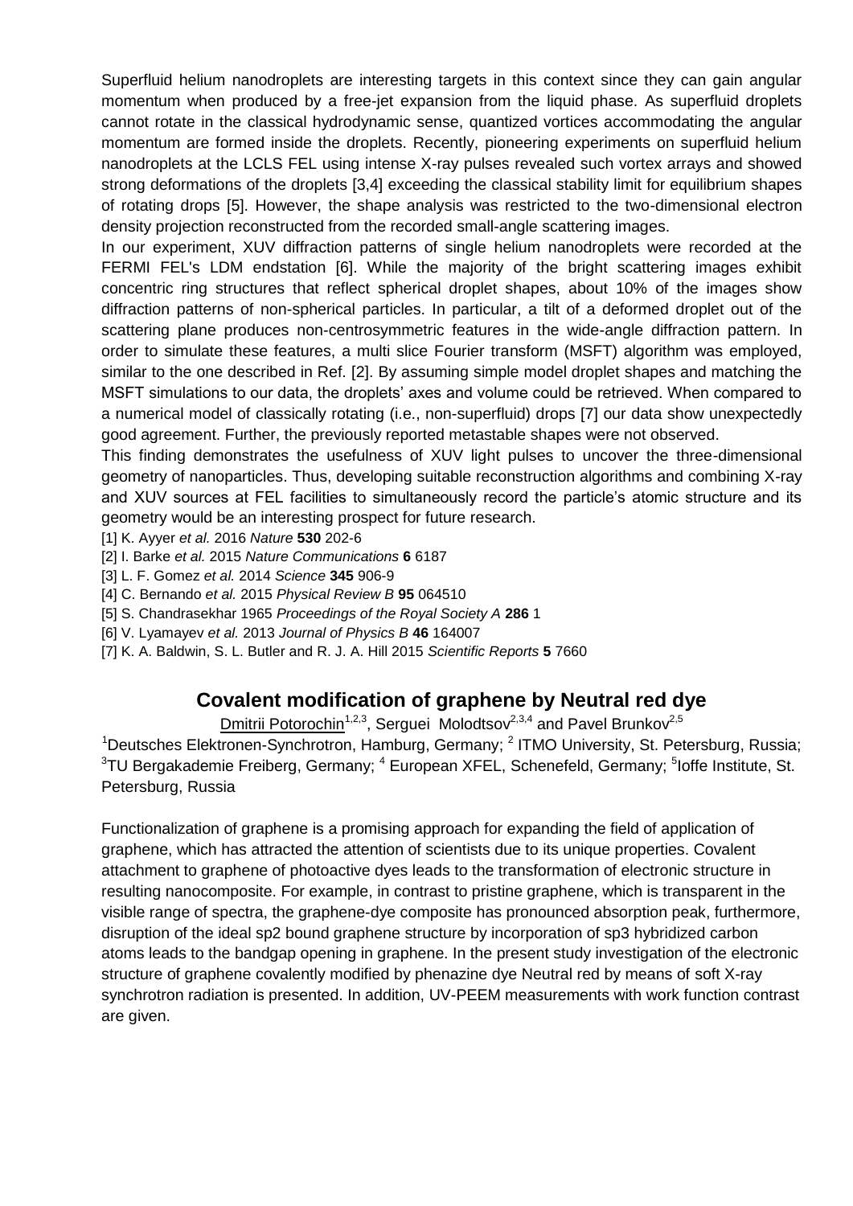Superfluid helium nanodroplets are interesting targets in this context since they can gain angular momentum when produced by a free-jet expansion from the liquid phase. As superfluid droplets cannot rotate in the classical hydrodynamic sense, quantized vortices accommodating the angular momentum are formed inside the droplets. Recently, pioneering experiments on superfluid helium nanodroplets at the LCLS FEL using intense X-ray pulses revealed such vortex arrays and showed strong deformations of the droplets [3,4] exceeding the classical stability limit for equilibrium shapes of rotating drops [5]. However, the shape analysis was restricted to the two-dimensional electron density projection reconstructed from the recorded small-angle scattering images.

In our experiment, XUV diffraction patterns of single helium nanodroplets were recorded at the FERMI FEL's LDM endstation [6]. While the majority of the bright scattering images exhibit concentric ring structures that reflect spherical droplet shapes, about 10% of the images show diffraction patterns of non-spherical particles. In particular, a tilt of a deformed droplet out of the scattering plane produces non-centrosymmetric features in the wide-angle diffraction pattern. In order to simulate these features, a multi slice Fourier transform (MSFT) algorithm was employed, similar to the one described in Ref. [2]. By assuming simple model droplet shapes and matching the MSFT simulations to our data, the droplets' axes and volume could be retrieved. When compared to a numerical model of classically rotating (i.e., non-superfluid) drops [7] our data show unexpectedly good agreement. Further, the previously reported metastable shapes were not observed.

This finding demonstrates the usefulness of XUV light pulses to uncover the three-dimensional geometry of nanoparticles. Thus, developing suitable reconstruction algorithms and combining X-ray and XUV sources at FEL facilities to simultaneously record the particle's atomic structure and its geometry would be an interesting prospect for future research.

[1] K. Ayyer *et al.* 2016 *Nature* **530** 202-6

[2] I. Barke *et al.* 2015 *Nature Communications* **6** 6187

[3] L. F. Gomez *et al.* 2014 *Science* **345** 906-9

[4] C. Bernando *et al.* 2015 *Physical Review B* **95** 064510

[5] S. Chandrasekhar 1965 *Proceedings of the Royal Society A* **286** 1

[6] V. Lyamayev *et al.* 2013 *Journal of Physics B* **46** 164007

[7] K. A. Baldwin, S. L. Butler and R. J. A. Hill 2015 *Scientific Reports* **5** 7660

## Covalent modification of graphene by Neutral red dye

Dmitrii Potorochin[1,2,3], Serguei Molodtsov[2,3,4] and Pavel Brunkov[2,5]

[1]Deutsches Elektronen-Synchrotron, Hamburg, Germany; [2] ITMO University, St. Petersburg, Russia; [3]TU Bergakademie Freiberg, Germany; [4] European XFEL, Schenefeld, Germany; [5]Ioffe Institute, St. Petersburg, Russia

Functionalization of graphene is a promising approach for expanding the field of application of graphene, which has attracted the attention of scientists due to its unique properties. Covalent attachment to graphene of photoactive dyes leads to the transformation of electronic structure in resulting nanocomposite. For example, in contrast to pristine graphene, which is transparent in the visible range of spectra, the graphene-dye composite has pronounced absorption peak, furthermore, disruption of the ideal sp2 bound graphene structure by incorporation of sp3 hybridized carbon atoms leads to the bandgap opening in graphene. In the present study investigation of the electronic structure of graphene covalently modified by phenazine dye Neutral red by means of soft X-ray synchrotron radiation is presented. In addition, UV-PEEM measurements with work function contrast are given.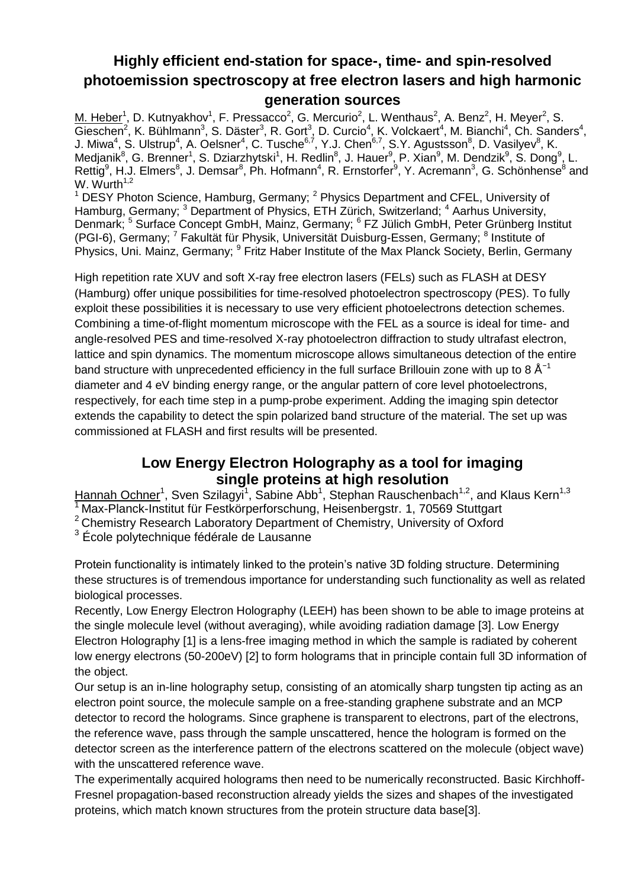## Highly efficient end-station for space-, time- and spin-resolved photoemission spectroscopy at free electron lasers and high harmonic generation sources

M. Heber[1], D. Kutnyakhov[1], F. Pressacco[2], G. Mercurio[2], L. Wenthaus[2], A. Benz[2], H. Meyer[2], S. Gieschen[2], K. Bühlmann[3], S. Däster[3], R. Gort[3], D. Curcio[4], K. Volckaert[4], M. Bianchi[4], Ch. Sanders[4], J. Miwa[4], S. Ulstrup[4], A. Oelsner[4], C. Tusche[6,7], Y.J. Chen[6,7], S.Y. Agustsson[8], D. Vasilyev[8], K. Medjanik[8], G. Brenner[1], S. Dziarzhytski[1], H. Redlin[8], J. Hauer[9], P. Xian[9], M. Dendzik[9], S. Dong[9], L. Rettig[9], H.J. Elmers[8], J. Demsar[8], Ph. Hofmann[4], R. Ernstorfer[9], Y. Acremann[3], G. Schönhense[8] and W. Wurth[1,2]

[1] DESY Photon Science, Hamburg, Germany; [2] Physics Department and CFEL, University of Hamburg, Germany; [3] Department of Physics, ETH Zürich, Switzerland; [4] Aarhus University, Denmark; [5] Surface Concept GmbH, Mainz, Germany; [6] FZ Jülich GmbH, Peter Grünberg Institut (PGI-6), Germany; [7] Fakultät für Physik, Universität Duisburg-Essen, Germany; [8] Institute of Physics, Uni. Mainz, Germany; [9] Fritz Haber Institute of the Max Planck Society, Berlin, Germany

High repetition rate XUV and soft X-ray free electron lasers (FELs) such as FLASH at DESY (Hamburg) offer unique possibilities for time-resolved photoelectron spectroscopy (PES). To fully exploit these possibilities it is necessary to use very efficient photoelectrons detection schemes. Combining a time-of-flight momentum microscope with the FEL as a source is ideal for time- and angle-resolved PES and time-resolved X-ray photoelectron diffraction to study ultrafast electron, lattice and spin dynamics. The momentum microscope allows simultaneous detection of the entire band structure with unprecedented efficiency in the full surface Brillouin zone with up to 8 $Å^{-1}$ diameter and 4 eV binding energy range, or the angular pattern of core level photoelectrons, respectively, for each time step in a pump-probe experiment. Adding the imaging spin detector extends the capability to detect the spin polarized band structure of the material. The set up was commissioned at FLASH and first results will be presented.

## Low Energy Electron Holography as a tool for imaging single proteins at high resolution

Hannah Ochner[1], Sven Szilagyi[1], Sabine Abb[1], Stephan Rauschenbach[1,2], and Klaus Kern[1,3]

[1] Max-Planck-Institut für Festkörperforschung, Heisenbergstr. 1, 70569 Stuttgart
[2] Chemistry Research Laboratory Department of Chemistry, University of Oxford
[3] École polytechnique fédérale de Lausanne

Protein functionality is intimately linked to the protein's native 3D folding structure. Determining these structures is of tremendous importance for understanding such functionality as well as related biological processes.

Recently, Low Energy Electron Holography (LEEH) has been shown to be able to image proteins at the single molecule level (without averaging), while avoiding radiation damage [3]. Low Energy Electron Holography [1] is a lens-free imaging method in which the sample is radiated by coherent low energy electrons (50-200eV) [2] to form holograms that in principle contain full 3D information of the object.

Our setup is an in-line holography setup, consisting of an atomically sharp tungsten tip acting as an electron point source, the molecule sample on a free-standing graphene substrate and an MCP detector to record the holograms. Since graphene is transparent to electrons, part of the electrons, the reference wave, pass through the sample unscattered, hence the hologram is formed on the detector screen as the interference pattern of the electrons scattered on the molecule (object wave) with the unscattered reference wave.

The experimentally acquired holograms then need to be numerically reconstructed. Basic Kirchhoff-Fresnel propagation-based reconstruction already yields the sizes and shapes of the investigated proteins, which match known structures from the protein structure data base[3].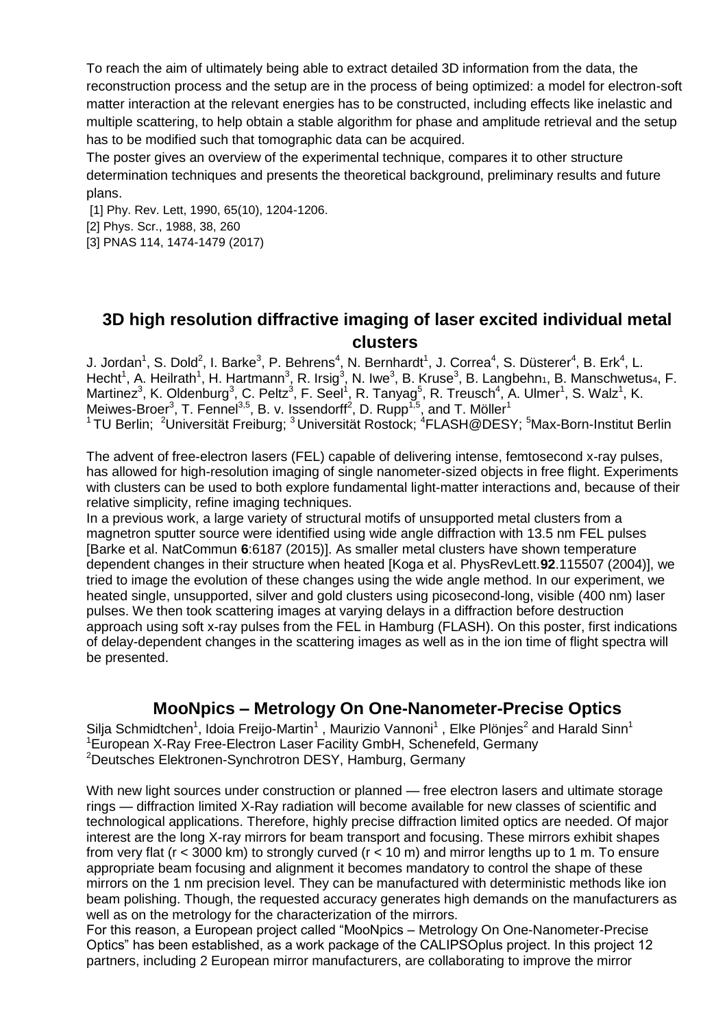To reach the aim of ultimately being able to extract detailed 3D information from the data, the reconstruction process and the setup are in the process of being optimized: a model for electron-soft matter interaction at the relevant energies has to be constructed, including effects like inelastic and multiple scattering, to help obtain a stable algorithm for phase and amplitude retrieval and the setup has to be modified such that tomographic data can be acquired.

The poster gives an overview of the experimental technique, compares it to other structure determination techniques and presents the theoretical background, preliminary results and future plans.

[1] Phy. Rev. Lett, 1990, 65(10), 1204-1206.
[2] Phys. Scr., 1988, 38, 260
[3] PNAS 114, 1474-1479 (2017)

## 3D high resolution diffractive imaging of laser excited individual metal clusters

J. Jordan[1], S. Dold[2], I. Barke[3], P. Behrens[4], N. Bernhardt[1], J. Correa[4], S. Düsterer[4], B. Erk[4], L. Hecht[1], A. Heilrath[1], H. Hartmann[3], R. Irsig[3], N. Iwe[3], B. Kruse[3], B. Langbehn[1], B. Manschwetus[4], F. Martinez[3], K. Oldenburg[3], C. Peltz[3], F. Seel[1], R. Tanyag[5], R. Treusch[4], A. Ulmer[1], S. Walz[1], K. Meiwes-Broer[3], T. Fennel[3,5], B. v. Issendorff[2], D. Rupp[1,5], and T. Möller[1]
[1] TU Berlin; [2]Universität Freiburg; [3] Universität Rostock; [4]FLASH@DESY; [5]Max-Born-Institut Berlin

The advent of free-electron lasers (FEL) capable of delivering intense, femtosecond x-ray pulses, has allowed for high-resolution imaging of single nanometer-sized objects in free flight. Experiments with clusters can be used to both explore fundamental light-matter interactions and, because of their relative simplicity, refine imaging techniques.

In a previous work, a large variety of structural motifs of unsupported metal clusters from a magnetron sputter source were identified using wide angle diffraction with 13.5 nm FEL pulses [Barke et al. NatCommun **6**:6187 (2015)]. As smaller metal clusters have shown temperature dependent changes in their structure when heated [Koga et al. PhysRevLett.**92**.115507 (2004)], we tried to image the evolution of these changes using the wide angle method. In our experiment, we heated single, unsupported, silver and gold clusters using picosecond-long, visible (400 nm) laser pulses. We then took scattering images at varying delays in a diffraction before destruction approach using soft x-ray pulses from the FEL in Hamburg (FLASH). On this poster, first indications of delay-dependent changes in the scattering images as well as in the ion time of flight spectra will be presented.

## MooNpics – Metrology On One-Nanometer-Precise Optics

Silja Schmidtchen[1], Idoia Freijo-Martin[1] , Maurizio Vannoni[1] , Elke Plönjes[2] and Harald Sinn[1]
[1]European X-Ray Free-Electron Laser Facility GmbH, Schenefeld, Germany
[2]Deutsches Elektronen-Synchrotron DESY, Hamburg, Germany

With new light sources under construction or planned — free electron lasers and ultimate storage rings — diffraction limited X-Ray radiation will become available for new classes of scientific and technological applications. Therefore, highly precise diffraction limited optics are needed. Of major interest are the long X-ray mirrors for beam transport and focusing. These mirrors exhibit shapes from very flat ($r < 3000$ km) to strongly curved ($r < 10$ m) and mirror lengths up to 1 m. To ensure appropriate beam focusing and alignment it becomes mandatory to control the shape of these mirrors on the 1 nm precision level. They can be manufactured with deterministic methods like ion beam polishing. Though, the requested accuracy generates high demands on the manufacturers as well as on the metrology for the characterization of the mirrors.

For this reason, a European project called "MooNpics – Metrology On One-Nanometer-Precise Optics" has been established, as a work package of the CALIPSOplus project. In this project 12 partners, including 2 European mirror manufacturers, are collaborating to improve the mirror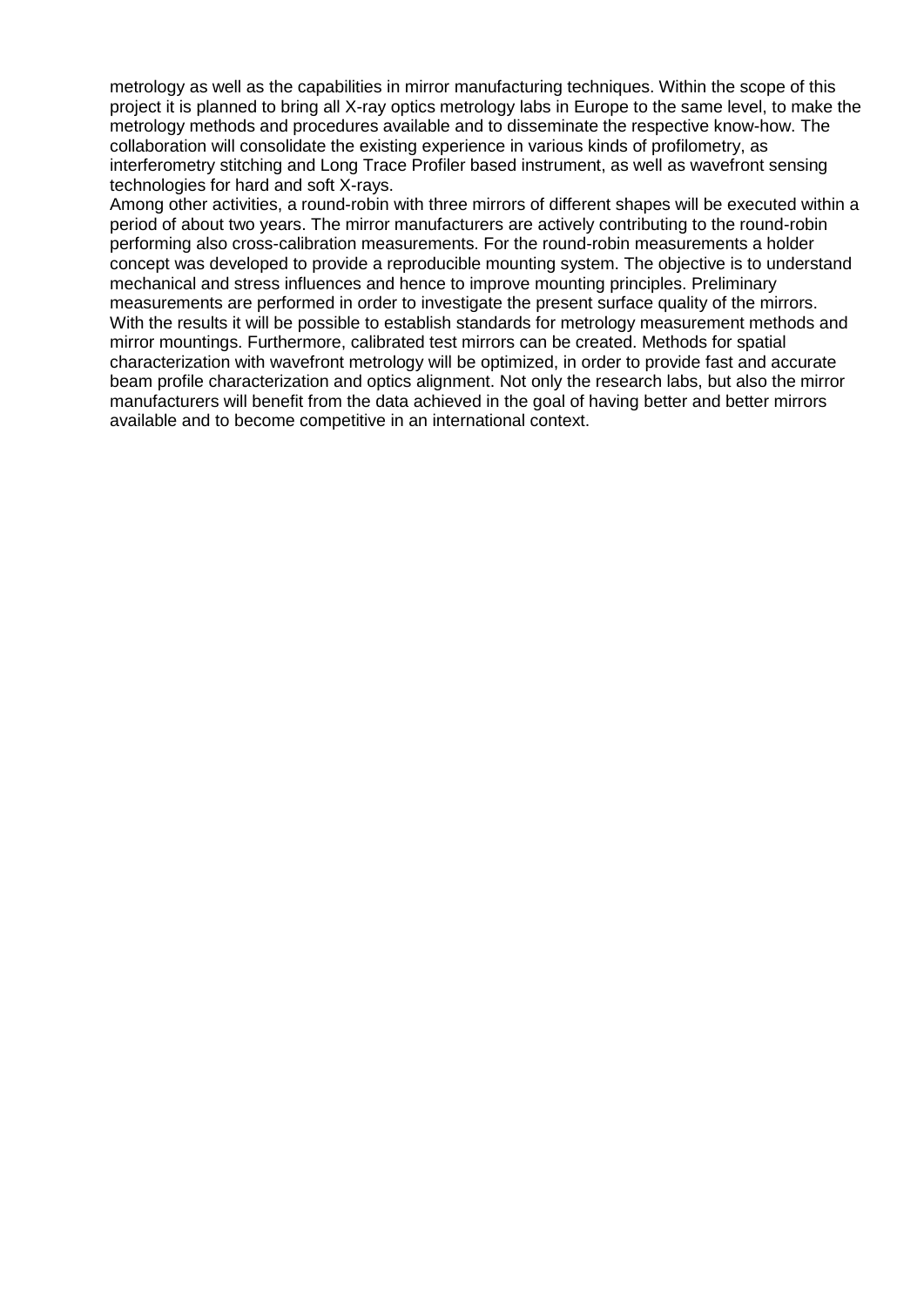metrology as well as the capabilities in mirror manufacturing techniques. Within the scope of this project it is planned to bring all X-ray optics metrology labs in Europe to the same level, to make the metrology methods and procedures available and to disseminate the respective know-how. The collaboration will consolidate the existing experience in various kinds of profilometry, as interferometry stitching and Long Trace Profiler based instrument, as well as wavefront sensing technologies for hard and soft X-rays.

Among other activities, a round-robin with three mirrors of different shapes will be executed within a period of about two years. The mirror manufacturers are actively contributing to the round-robin performing also cross-calibration measurements. For the round-robin measurements a holder concept was developed to provide a reproducible mounting system. The objective is to understand mechanical and stress influences and hence to improve mounting principles. Preliminary measurements are performed in order to investigate the present surface quality of the mirrors. With the results it will be possible to establish standards for metrology measurement methods and mirror mountings. Furthermore, calibrated test mirrors can be created. Methods for spatial characterization with wavefront metrology will be optimized, in order to provide fast and accurate beam profile characterization and optics alignment. Not only the research labs, but also the mirror manufacturers will benefit from the data achieved in the goal of having better and better mirrors available and to become competitive in an international context.